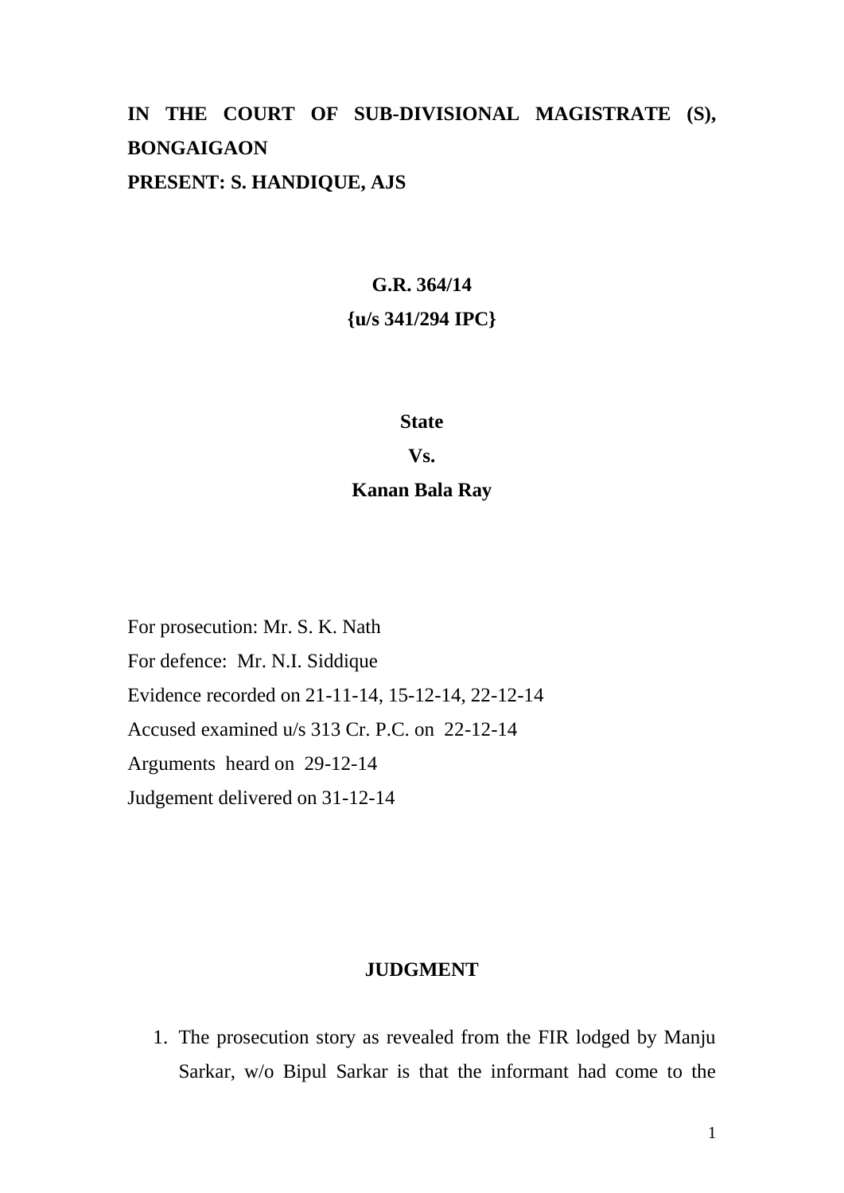**IN THE COURT OF SUB-DIVISIONAL MAGISTRATE (S), BONGAIGAON**

**PRESENT: S. HANDIQUE, AJS**

**G.R. 364/14**

**{u/s 341/294 IPC}**

**State**

**Vs.**

**Kanan Bala Ray**

For prosecution: Mr. S. K. Nath

For defence: Mr. N.I. Siddique

Evidence recorded on 21-11-14, 15-12-14, 22-12-14

Accused examined u/s 313 Cr. P.C. on 22-12-14

Arguments heard on 29-12-14

Judgement delivered on 31-12-14

## JUDGMENT

1. The prosecution story as revealed from the FIR lodged by Manju Sarkar, w/o Bipul Sarkar is that the informant had come to the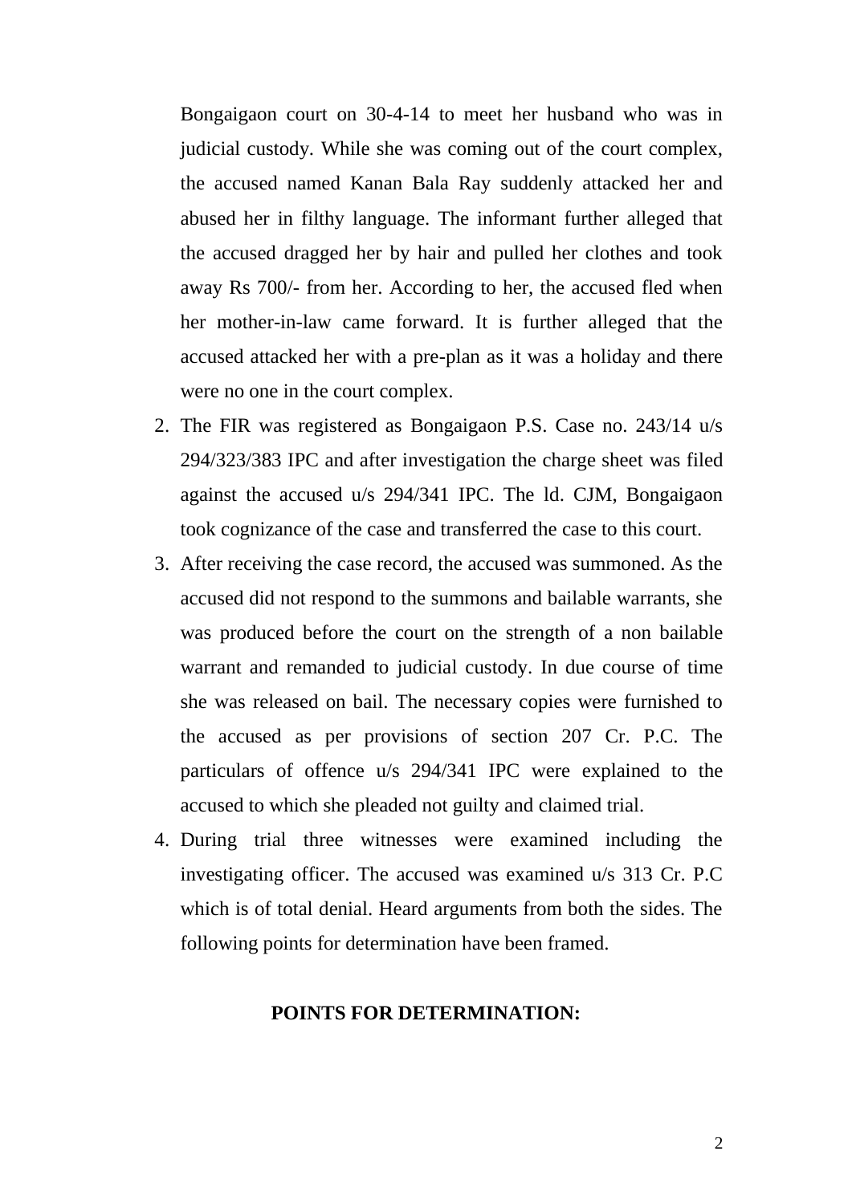Bongaigaon court on 30-4-14 to meet her husband who was in judicial custody. While she was coming out of the court complex, the accused named Kanan Bala Ray suddenly attacked her and abused her in filthy language. The informant further alleged that the accused dragged her by hair and pulled her clothes and took away Rs 700/- from her. According to her, the accused fled when her mother-in-law came forward. It is further alleged that the accused attacked her with a pre-plan as it was a holiday and there were no one in the court complex.

2. The FIR was registered as Bongaigaon P.S. Case no. 243/14 u/s 294/323/383 IPC and after investigation the charge sheet was filed against the accused u/s 294/341 IPC. The ld. CJM, Bongaigaon took cognizance of the case and transferred the case to this court.
3. After receiving the case record, the accused was summoned. As the accused did not respond to the summons and bailable warrants, she was produced before the court on the strength of a non bailable warrant and remanded to judicial custody. In due course of time she was released on bail. The necessary copies were furnished to the accused as per provisions of section 207 Cr. P.C. The particulars of offence u/s 294/341 IPC were explained to the accused to which she pleaded not guilty and claimed trial.
4. During trial three witnesses were examined including the investigating officer. The accused was examined u/s 313 Cr. P.C which is of total denial. Heard arguments from both the sides. The following points for determination have been framed.

**POINTS FOR DETERMINATION:**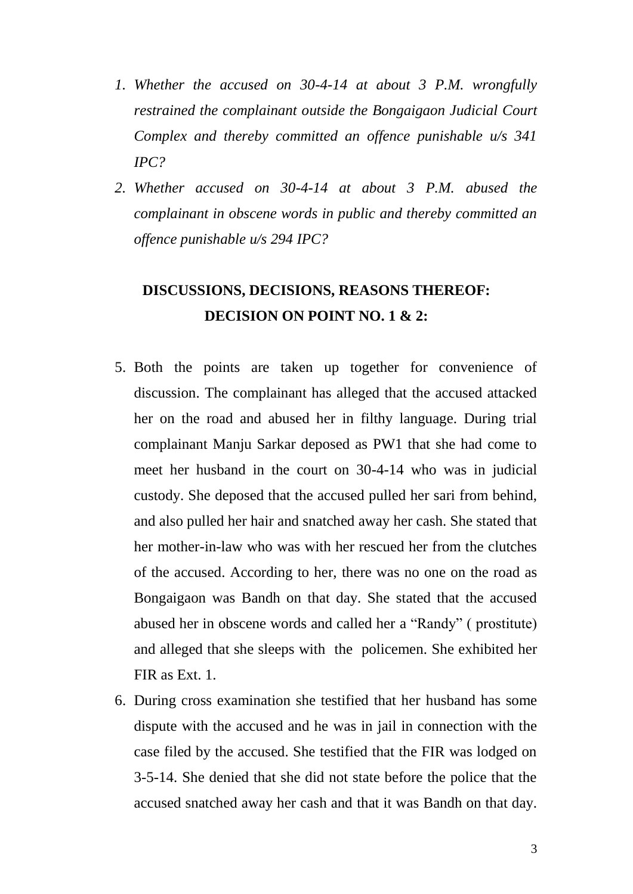1. *Whether the accused on 30-4-14 at about 3 P.M. wrongfully restrained the complainant outside the Bongaigaon Judicial Court Complex and thereby committed an offence punishable u/s 341 IPC?*
2. *Whether accused on 30-4-14 at about 3 P.M. abused the complainant in obscene words in public and thereby committed an offence punishable u/s 294 IPC?*

## DISCUSSIONS, DECISIONS, REASONS THEREOF:

## DECISION ON POINT NO. 1 & 2:

5. Both the points are taken up together for convenience of discussion. The complainant has alleged that the accused attacked her on the road and abused her in filthy language. During trial complainant Manju Sarkar deposed as PW1 that she had come to meet her husband in the court on 30-4-14 who was in judicial custody. She deposed that the accused pulled her sari from behind, and also pulled her hair and snatched away her cash. She stated that her mother-in-law who was with her rescued her from the clutches of the accused. According to her, there was no one on the road as Bongaigaon was Bandh on that day. She stated that the accused abused her in obscene words and called her a "Randy" ( prostitute) and alleged that she sleeps with the policemen. She exhibited her FIR as Ext. 1.

6. During cross examination she testified that her husband has some dispute with the accused and he was in jail in connection with the case filed by the accused. She testified that the FIR was lodged on 3-5-14. She denied that she did not state before the police that the accused snatched away her cash and that it was Bandh on that day.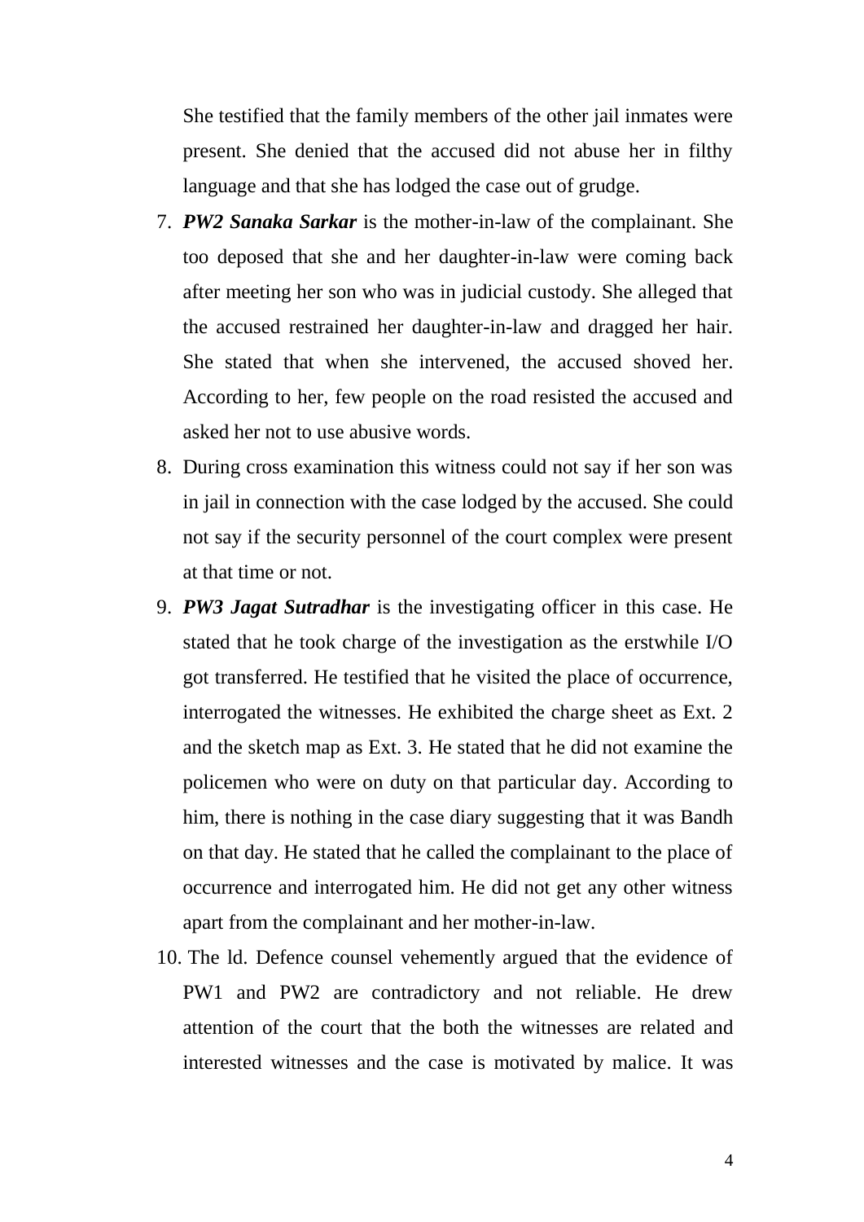She testified that the family members of the other jail inmates were present. She denied that the accused did not abuse her in filthy language and that she has lodged the case out of grudge.

7. ***PW2 Sanaka Sarkar*** is the mother-in-law of the complainant. She too deposed that she and her daughter-in-law were coming back after meeting her son who was in judicial custody. She alleged that the accused restrained her daughter-in-law and dragged her hair. She stated that when she intervened, the accused shoved her. According to her, few people on the road resisted the accused and asked her not to use abusive words.
8. During cross examination this witness could not say if her son was in jail in connection with the case lodged by the accused. She could not say if the security personnel of the court complex were present at that time or not.
9. ***PW3 Jagat Sutradhar*** is the investigating officer in this case. He stated that he took charge of the investigation as the erstwhile I/O got transferred. He testified that he visited the place of occurrence, interrogated the witnesses. He exhibited the charge sheet as Ext. 2 and the sketch map as Ext. 3. He stated that he did not examine the policemen who were on duty on that particular day. According to him, there is nothing in the case diary suggesting that it was Bandh on that day. He stated that he called the complainant to the place of occurrence and interrogated him. He did not get any other witness apart from the complainant and her mother-in-law.
10. The ld. Defence counsel vehemently argued that the evidence of PW1 and PW2 are contradictory and not reliable. He drew attention of the court that the both the witnesses are related and interested witnesses and the case is motivated by malice. It was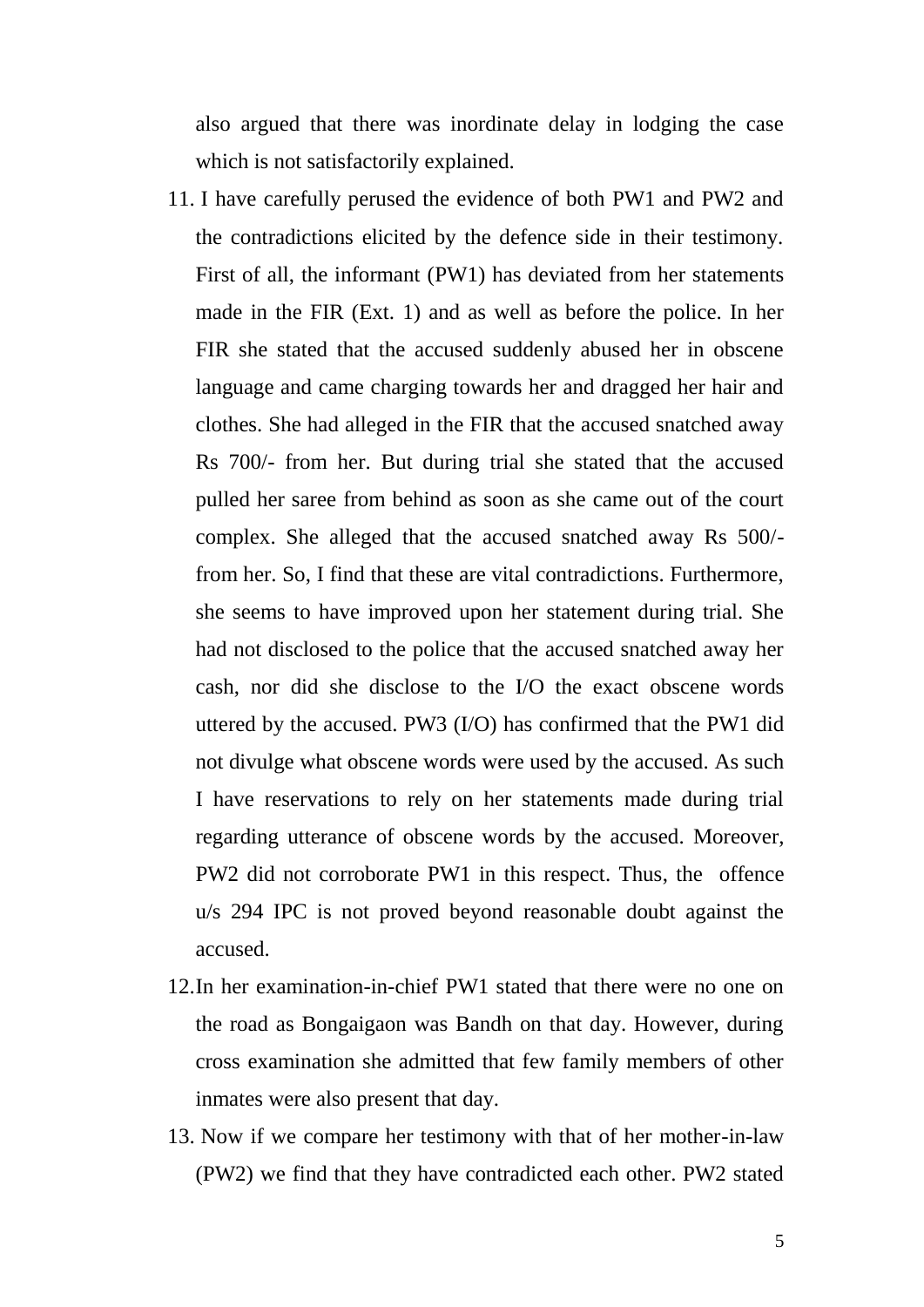also argued that there was inordinate delay in lodging the case which is not satisfactorily explained.

11. I have carefully perused the evidence of both PW1 and PW2 and the contradictions elicited by the defence side in their testimony. First of all, the informant (PW1) has deviated from her statements made in the FIR (Ext. 1) and as well as before the police. In her FIR she stated that the accused suddenly abused her in obscene language and came charging towards her and dragged her hair and clothes. She had alleged in the FIR that the accused snatched away Rs 700/- from her. But during trial she stated that the accused pulled her saree from behind as soon as she came out of the court complex. She alleged that the accused snatched away Rs 500/- from her. So, I find that these are vital contradictions. Furthermore, she seems to have improved upon her statement during trial. She had not disclosed to the police that the accused snatched away her cash, nor did she disclose to the I/O the exact obscene words uttered by the accused. PW3 (I/O) has confirmed that the PW1 did not divulge what obscene words were used by the accused. As such I have reservations to rely on her statements made during trial regarding utterance of obscene words by the accused. Moreover, PW2 did not corroborate PW1 in this respect. Thus, the offence u/s 294 IPC is not proved beyond reasonable doubt against the accused.

12. In her examination-in-chief PW1 stated that there were no one on the road as Bongaigaon was Bandh on that day. However, during cross examination she admitted that few family members of other inmates were also present that day.

13. Now if we compare her testimony with that of her mother-in-law (PW2) we find that they have contradicted each other. PW2 stated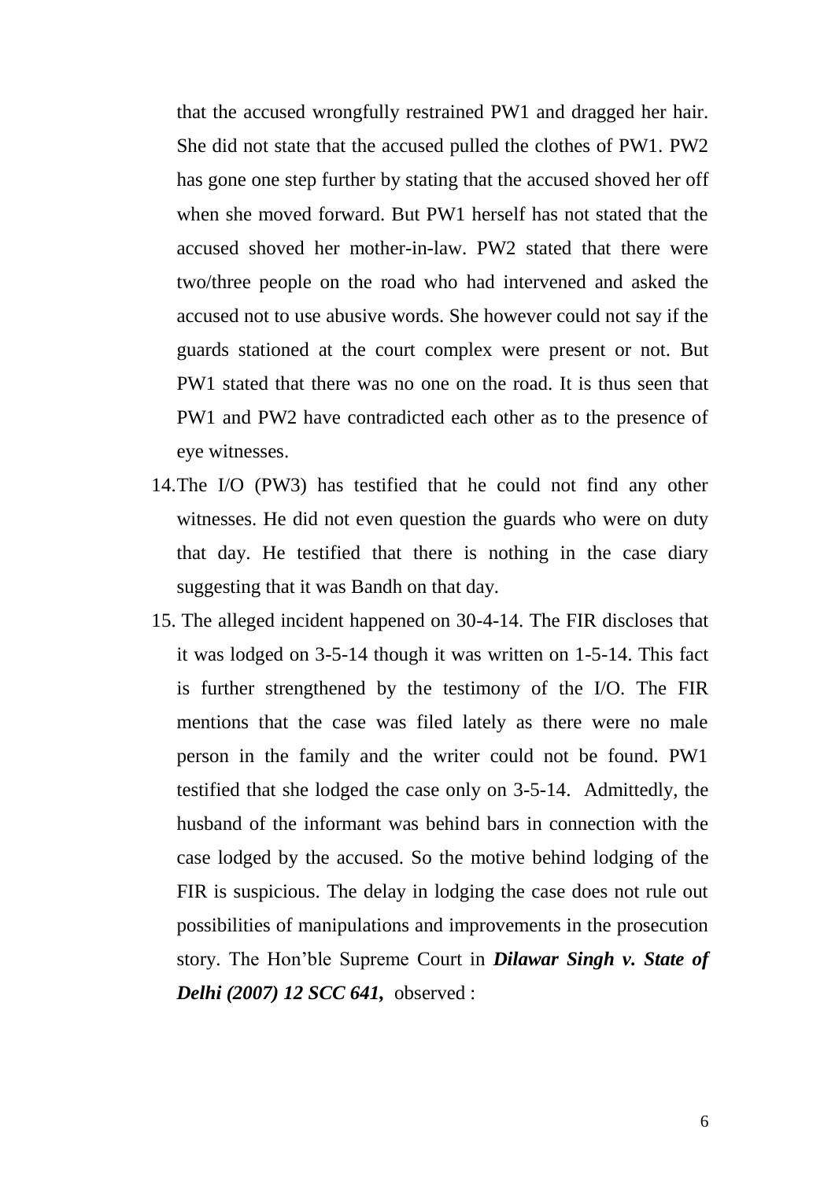that the accused wrongfully restrained PW1 and dragged her hair. She did not state that the accused pulled the clothes of PW1. PW2 has gone one step further by stating that the accused shoved her off when she moved forward. But PW1 herself has not stated that the accused shoved her mother-in-law. PW2 stated that there were two/three people on the road who had intervened and asked the accused not to use abusive words. She however could not say if the guards stationed at the court complex were present or not. But PW1 stated that there was no one on the road. It is thus seen that PW1 and PW2 have contradicted each other as to the presence of eye witnesses.

14. The I/O (PW3) has testified that he could not find any other witnesses. He did not even question the guards who were on duty that day. He testified that there is nothing in the case diary suggesting that it was Bandh on that day.

15. The alleged incident happened on 30-4-14. The FIR discloses that it was lodged on 3-5-14 though it was written on 1-5-14. This fact is further strengthened by the testimony of the I/O. The FIR mentions that the case was filed lately as there were no male person in the family and the writer could not be found. PW1 testified that she lodged the case only on 3-5-14. Admittedly, the husband of the informant was behind bars in connection with the case lodged by the accused. So the motive behind lodging of the FIR is suspicious. The delay in lodging the case does not rule out possibilities of manipulations and improvements in the prosecution story. The Hon'ble Supreme Court in ***Dilawar Singh v. State of Delhi (2007) 12 SCC 641,*** observed :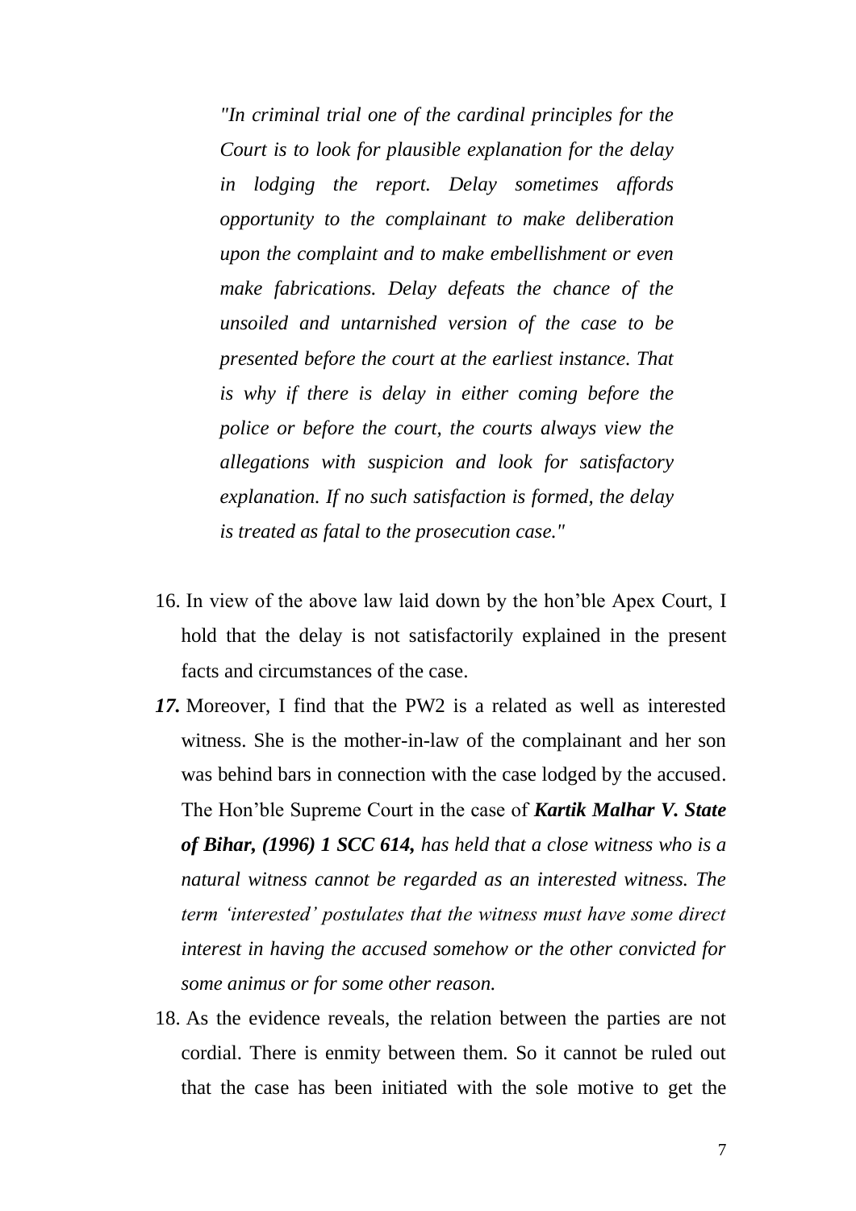*"In criminal trial one of the cardinal principles for the Court is to look for plausible explanation for the delay in lodging the report. Delay sometimes affords opportunity to the complainant to make deliberation upon the complaint and to make embellishment or even make fabrications. Delay defeats the chance of the unsoiled and untarnished version of the case to be presented before the court at the earliest instance. That is why if there is delay in either coming before the police or before the court, the courts always view the allegations with suspicion and look for satisfactory explanation. If no such satisfaction is formed, the delay is treated as fatal to the prosecution case."*

16. In view of the above law laid down by the hon'ble Apex Court, I hold that the delay is not satisfactorily explained in the present facts and circumstances of the case.

***17.*** Moreover, I find that the PW2 is a related as well as interested witness. She is the mother-in-law of the complainant and her son was behind bars in connection with the case lodged by the accused. The Hon'ble Supreme Court in the case of ***Kartik Malhar V. State of Bihar, (1996) 1 SCC 614,*** *has held that a close witness who is a natural witness cannot be regarded as an interested witness. The term 'interested' postulates that the witness must have some direct interest in having the accused somehow or the other convicted for some animus or for some other reason.*

18. As the evidence reveals, the relation between the parties are not cordial. There is enmity between them. So it cannot be ruled out that the case has been initiated with the sole motive to get the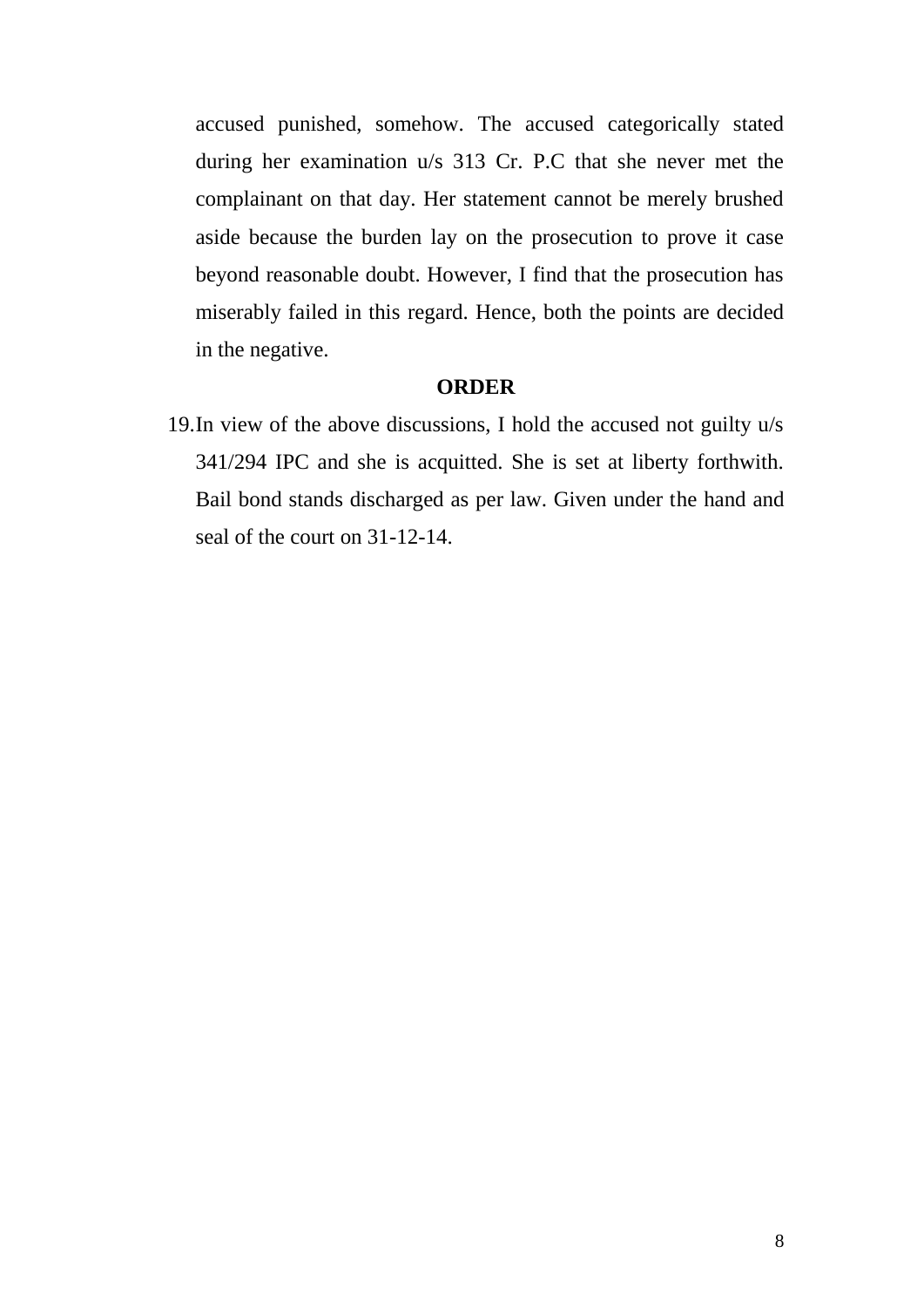accused punished, somehow. The accused categorically stated during her examination u/s 313 Cr. P.C that she never met the complainant on that day. Her statement cannot be merely brushed aside because the burden lay on the prosecution to prove it case beyond reasonable doubt. However, I find that the prosecution has miserably failed in this regard. Hence, both the points are decided in the negative.

**ORDER**

19. In view of the above discussions, I hold the accused not guilty u/s 341/294 IPC and she is acquitted. She is set at liberty forthwith. Bail bond stands discharged as per law. Given under the hand and seal of the court on 31-12-14.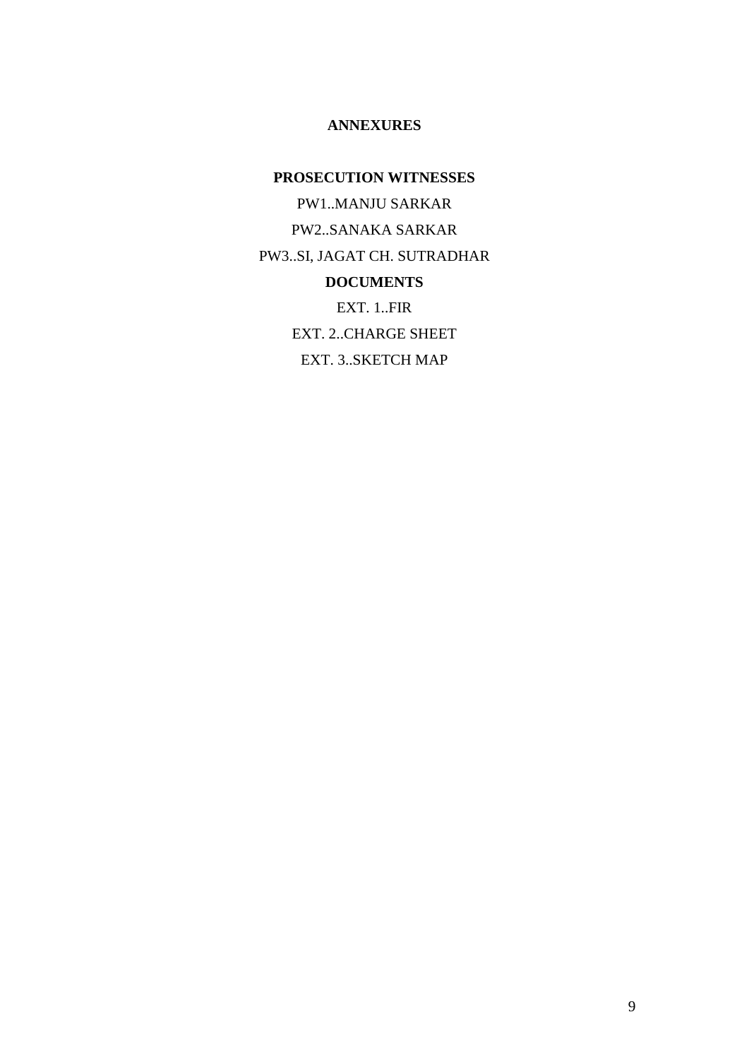**ANNEXURES**

**PROSECUTION WITNESSES**

PW1..MANJU SARKAR

PW2..SANAKA SARKAR

PW3..SI, JAGAT CH. SUTRADHAR

**DOCUMENTS**

EXT. 1..FIR

EXT. 2..CHARGE SHEET

EXT. 3..SKETCH MAP